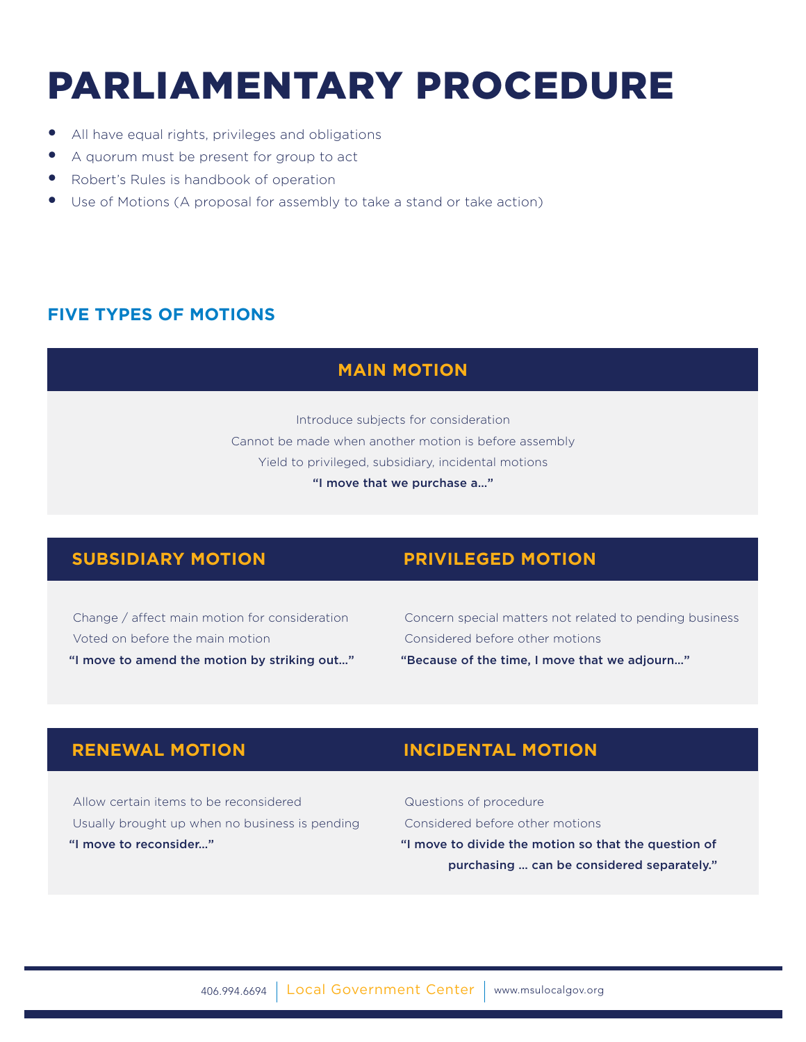# PARLIAMENTARY PROCEDURE

- All have equal rights, privileges and obligations
- A quorum must be present for group to act
- Robert's Rules is handbook of operation
- Use of Motions (A proposal for assembly to take a stand or take action)

## FIVE TYPES OF MOTIONS

### MAIN MOTION

Introduce subjects for consideration

Cannot be made when another motion is before assembly

Yield to privileged, subsidiary, incidental motions

**"I move that we purchase a..."**

### SUBSIDIARY MOTION

Change / affect main motion for consideration

Voted on before the main motion

**"I move to amend the motion by striking out..."**

### PRIVILEGED MOTION

Concern special matters not related to pending business

Considered before other motions

**"Because of the time, I move that we adjourn..."**

### RENEWAL MOTION

Allow certain items to be reconsidered

Usually brought up when no business is pending

**"I move to reconsider..."**

### INCIDENTAL MOTION

Questions of procedure

Considered before other motions

**"I move to divide the motion so that the question of purchasing ... can be considered separately."**

406.994.6694 | Local Government Center | www.msulocalgov.org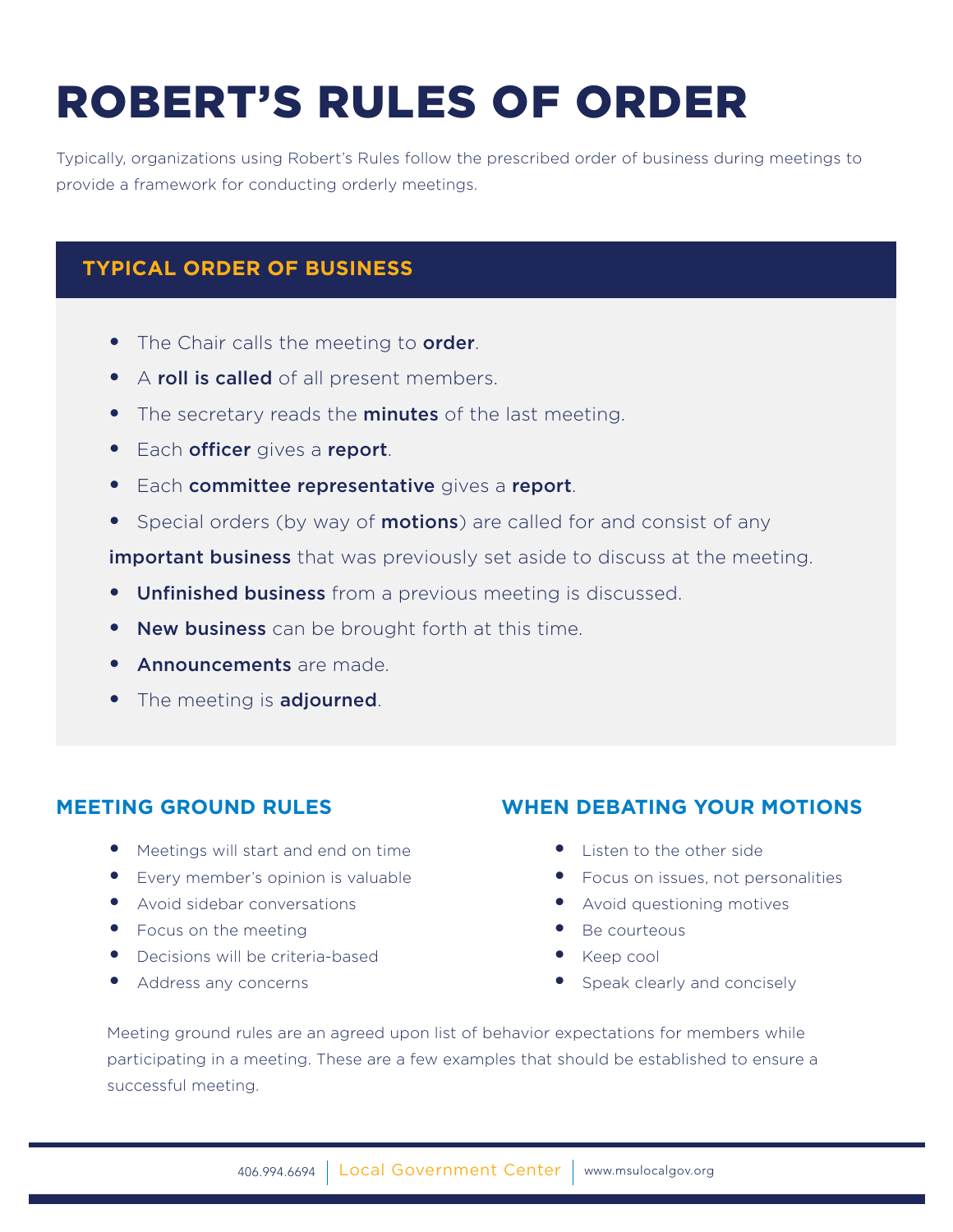# ROBERT'S RULES OF ORDER

Typically, organizations using Robert's Rules follow the prescribed order of business during meetings to provide a framework for conducting orderly meetings.

## TYPICAL ORDER OF BUSINESS

- The Chair calls the meeting to **order**.
- A **roll is called** of all present members.
- The secretary reads the **minutes** of the last meeting.
- Each **officer** gives a **report**.
- Each **committee representative** gives a **report**.
- Special orders (by way of **motions**) are called for and consist of any **important business** that was previously set aside to discuss at the meeting.
- **Unfinished business** from a previous meeting is discussed.
- **New business** can be brought forth at this time.
- **Announcements** are made.
- The meeting is **adjourned**.

## MEETING GROUND RULES

- Meetings will start and end on time
- Every member's opinion is valuable
- Avoid sidebar conversations
- Focus on the meeting
- Decisions will be criteria-based
- Address any concerns

## WHEN DEBATING YOUR MOTIONS

- Listen to the other side
- Focus on issues, not personalities
- Avoid questioning motives
- Be courteous
- Keep cool
- Speak clearly and concisely

Meeting ground rules are an agreed upon list of behavior expectations for members while participating in a meeting. These are a few examples that should be established to ensure a successful meeting.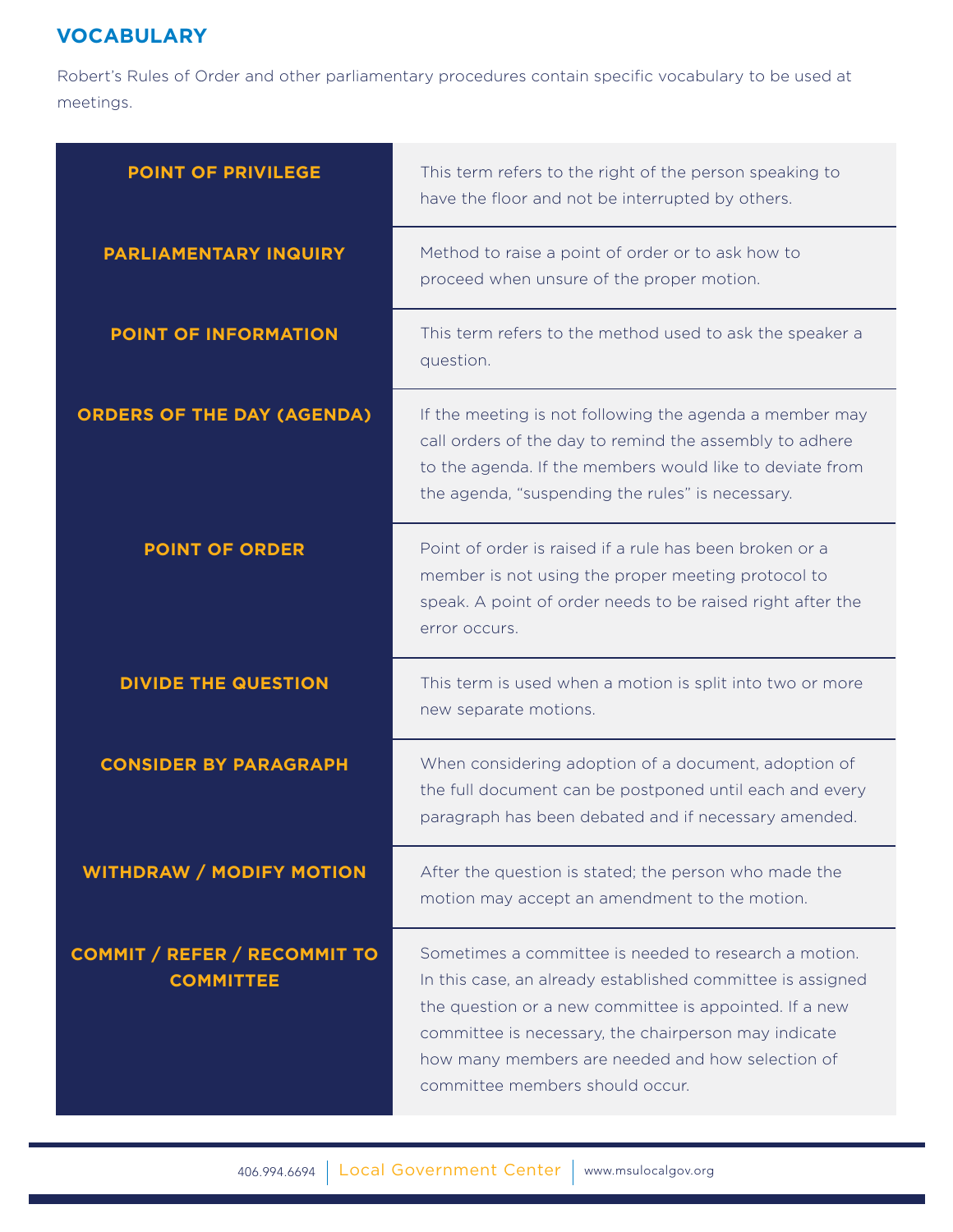## VOCABULARY

Robert's Rules of Order and other parliamentary procedures contain specific vocabulary to be used at meetings.

| Term | Definition |
|---|---|
| **POINT OF PRIVILEGE** | This term refers to the right of the person speaking to have the floor and not be interrupted by others. |
| **PARLIAMENTARY INQUIRY** | Method to raise a point of order or to ask how to proceed when unsure of the proper motion. |
| **POINT OF INFORMATION** | This term refers to the method used to ask the speaker a question. |
| **ORDERS OF THE DAY (AGENDA)** | If the meeting is not following the agenda a member may call orders of the day to remind the assembly to adhere to the agenda. If the members would like to deviate from the agenda, "suspending the rules" is necessary. |
| **POINT OF ORDER** | Point of order is raised if a rule has been broken or a member is not using the proper meeting protocol to speak. A point of order needs to be raised right after the error occurs. |
| **DIVIDE THE QUESTION** | This term is used when a motion is split into two or more new separate motions. |
| **CONSIDER BY PARAGRAPH** | When considering adoption of a document, adoption of the full document can be postponed until each and every paragraph has been debated and if necessary amended. |
| **WITHDRAW / MODIFY MOTION** | After the question is stated; the person who made the motion may accept an amendment to the motion. |
| **COMMIT / REFER / RECOMMIT TO COMMITTEE** | Sometimes a committee is needed to research a motion. In this case, an already established committee is assigned the question or a new committee is appointed. If a new committee is necessary, the chairperson may indicate how many members are needed and how selection of committee members should occur. |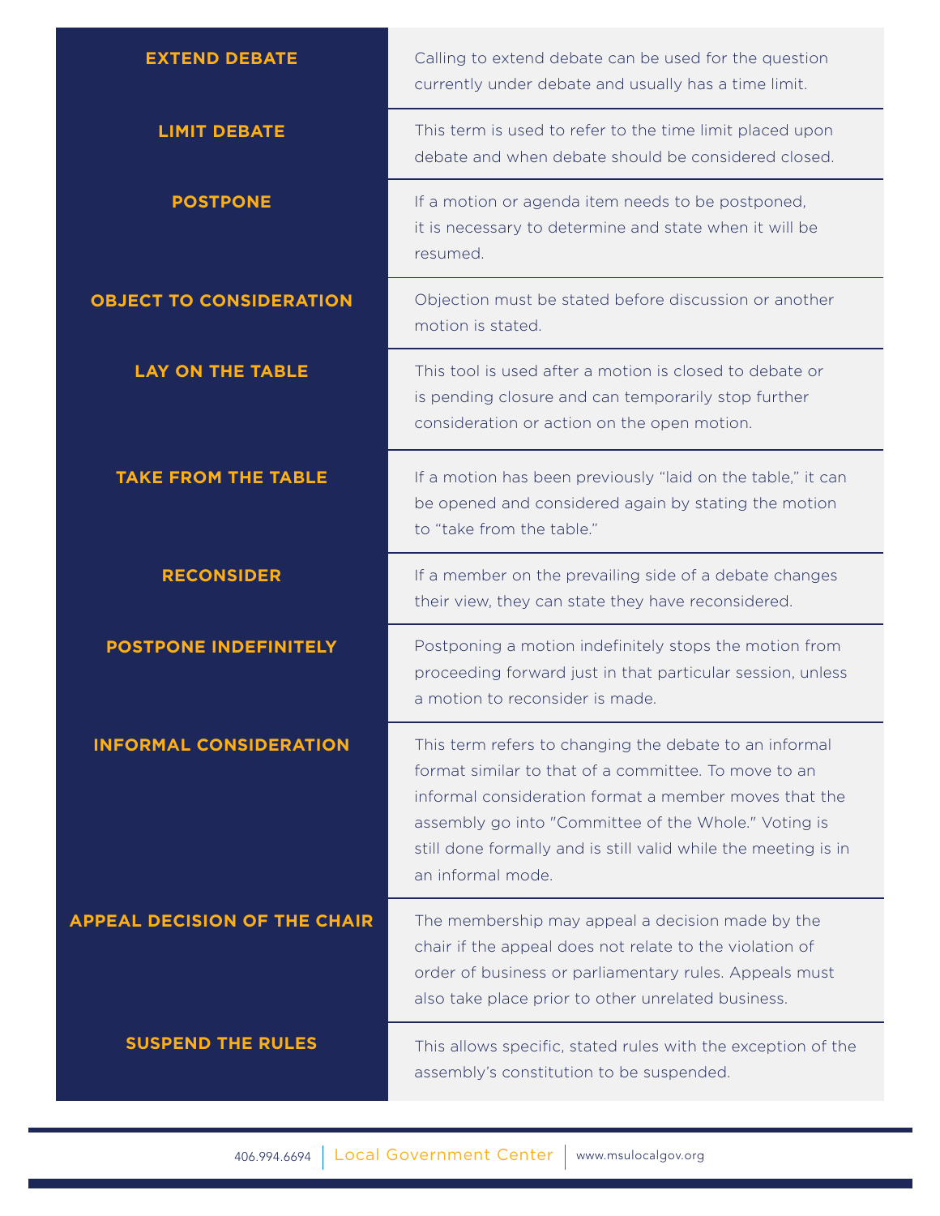| | |
|---|---|
| **EXTEND DEBATE** | Calling to extend debate can be used for the question currently under debate and usually has a time limit. |
| **LIMIT DEBATE** | This term is used to refer to the time limit placed upon debate and when debate should be considered closed. |
| **POSTPONE** | If a motion or agenda item needs to be postponed, it is necessary to determine and state when it will be resumed. |
| **OBJECT TO CONSIDERATION** | Objection must be stated before discussion or another motion is stated. |
| **LAY ON THE TABLE** | This tool is used after a motion is closed to debate or is pending closure and can temporarily stop further consideration or action on the open motion. |
| **TAKE FROM THE TABLE** | If a motion has been previously "laid on the table," it can be opened and considered again by stating the motion to "take from the table." |
| **RECONSIDER** | If a member on the prevailing side of a debate changes their view, they can state they have reconsidered. |
| **POSTPONE INDEFINITELY** | Postponing a motion indefinitely stops the motion from proceeding forward just in that particular session, unless a motion to reconsider is made. |
| **INFORMAL CONSIDERATION** | This term refers to changing the debate to an informal format similar to that of a committee. To move to an informal consideration format a member moves that the assembly go into "Committee of the Whole." Voting is still done formally and is still valid while the meeting is in an informal mode. |
| **APPEAL DECISION OF THE CHAIR** | The membership may appeal a decision made by the chair if the appeal does not relate to the violation of order of business or parliamentary rules. Appeals must also take place prior to other unrelated business. |
| **SUSPEND THE RULES** | This allows specific, stated rules with the exception of the assembly's constitution to be suspended. |

406.994.6694 | Local Government Center | www.msulocalgov.org